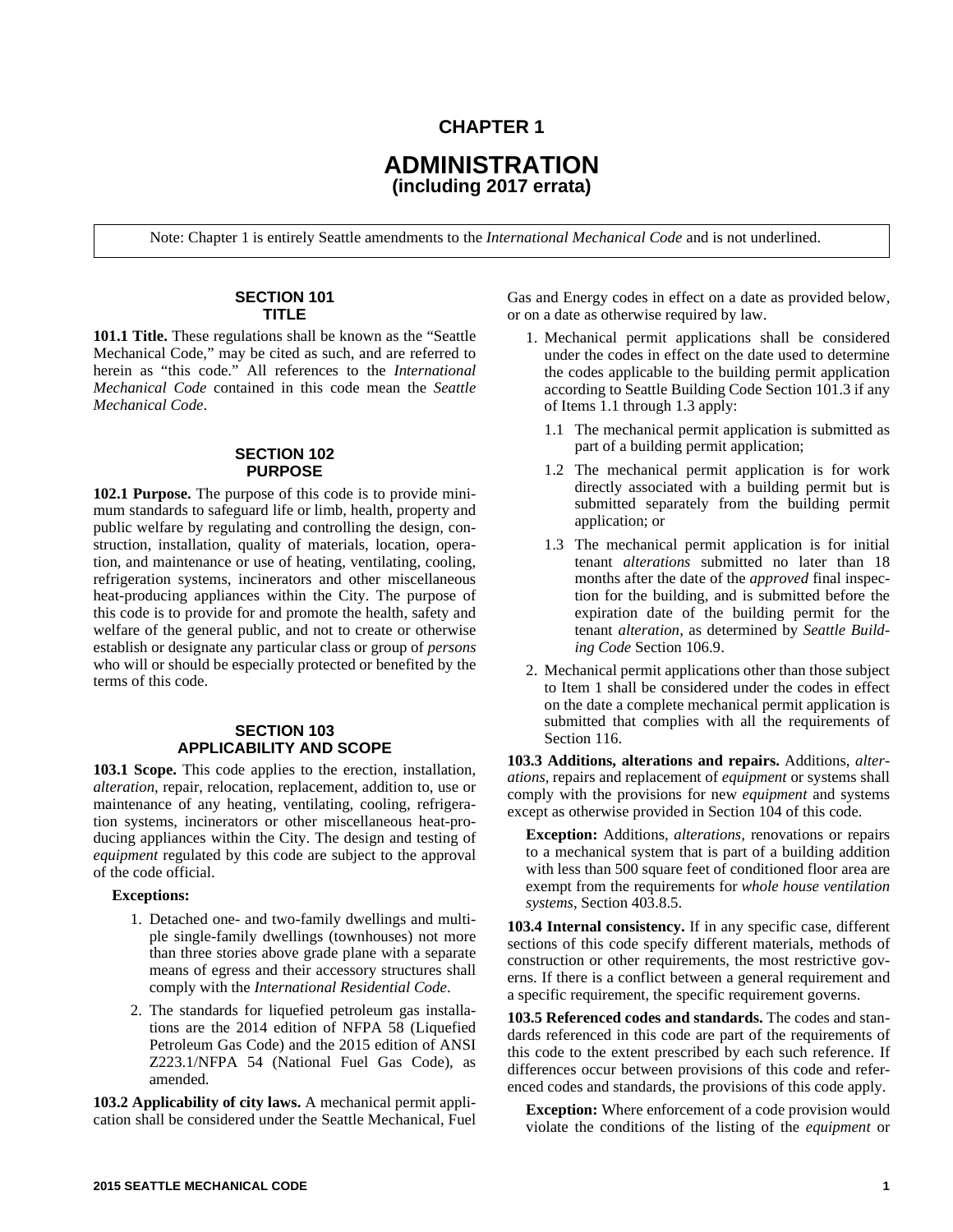# CHAPTER 1

# ADMINISTRATION
## (including 2017 errata)

> Note: Chapter 1 is entirely Seattle amendments to the *International Mechanical Code* and is not underlined.

### SECTION 101 TITLE

**101.1 Title.** These regulations shall be known as the "Seattle Mechanical Code," may be cited as such, and are referred to herein as "this code." All references to the *International Mechanical Code* contained in this code mean the *Seattle Mechanical Code*.

### SECTION 102 PURPOSE

**102.1 Purpose.** The purpose of this code is to provide minimum standards to safeguard life or limb, health, property and public welfare by regulating and controlling the design, construction, installation, quality of materials, location, operation, and maintenance or use of heating, ventilating, cooling, refrigeration systems, incinerators and other miscellaneous heat-producing appliances within the City. The purpose of this code is to provide for and promote the health, safety and welfare of the general public, and not to create or otherwise establish or designate any particular class or group of *persons* who will or should be especially protected or benefited by the terms of this code.

### SECTION 103 APPLICABILITY AND SCOPE

**103.1 Scope.** This code applies to the erection, installation, *alteration*, repair, relocation, replacement, addition to, use or maintenance of any heating, ventilating, cooling, refrigeration systems, incinerators or other miscellaneous heat-producing appliances within the City. The design and testing of *equipment* regulated by this code are subject to the approval of the code official.

**Exceptions:**

1. Detached one- and two-family dwellings and multiple single-family dwellings (townhouses) not more than three stories above grade plane with a separate means of egress and their accessory structures shall comply with the *International Residential Code*.
2. The standards for liquefied petroleum gas installations are the 2014 edition of NFPA 58 (Liquefied Petroleum Gas Code) and the 2015 edition of ANSI Z223.1/NFPA 54 (National Fuel Gas Code), as amended.

**103.2 Applicability of city laws.** A mechanical permit application shall be considered under the Seattle Mechanical, Fuel Gas and Energy codes in effect on a date as provided below, or on a date as otherwise required by law.

1. Mechanical permit applications shall be considered under the codes in effect on the date used to determine the codes applicable to the building permit application according to Seattle Building Code Section 101.3 if any of Items 1.1 through 1.3 apply:
   - 1.1 The mechanical permit application is submitted as part of a building permit application;
   - 1.2 The mechanical permit application is for work directly associated with a building permit but is submitted separately from the building permit application; or
   - 1.3 The mechanical permit application is for initial tenant *alterations* submitted no later than 18 months after the date of the *approved* final inspection for the building, and is submitted before the expiration date of the building permit for the tenant *alteration*, as determined by *Seattle Building Code* Section 106.9.
2. Mechanical permit applications other than those subject to Item 1 shall be considered under the codes in effect on the date a complete mechanical permit application is submitted that complies with all the requirements of Section 116.

**103.3 Additions, alterations and repairs.** Additions, *alterations*, repairs and replacement of *equipment* or systems shall comply with the provisions for new *equipment* and systems except as otherwise provided in Section 104 of this code.

**Exception:** Additions, *alterations*, renovations or repairs to a mechanical system that is part of a building addition with less than 500 square feet of conditioned floor area are exempt from the requirements for *whole house ventilation systems*, Section 403.8.5.

**103.4 Internal consistency.** If in any specific case, different sections of this code specify different materials, methods of construction or other requirements, the most restrictive governs. If there is a conflict between a general requirement and a specific requirement, the specific requirement governs.

**103.5 Referenced codes and standards.** The codes and standards referenced in this code are part of the requirements of this code to the extent prescribed by each such reference. If differences occur between provisions of this code and referenced codes and standards, the provisions of this code apply.

**Exception:** Where enforcement of a code provision would violate the conditions of the listing of the *equipment* or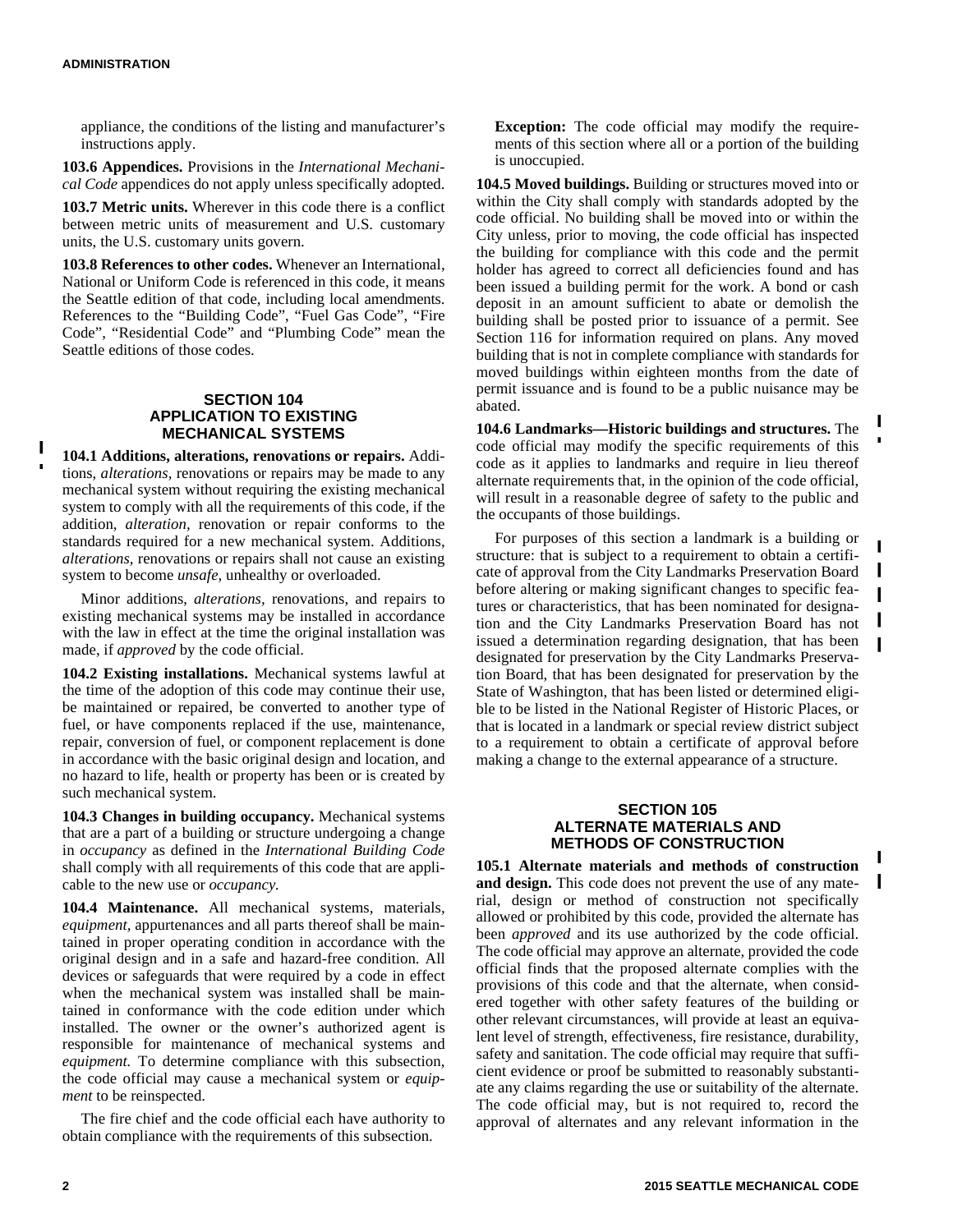appliance, the conditions of the listing and manufacturer's instructions apply.

**103.6 Appendices.** Provisions in the *International Mechanical Code* appendices do not apply unless specifically adopted.

**103.7 Metric units.** Wherever in this code there is a conflict between metric units of measurement and U.S. customary units, the U.S. customary units govern.

**103.8 References to other codes.** Whenever an International, National or Uniform Code is referenced in this code, it means the Seattle edition of that code, including local amendments. References to the "Building Code", "Fuel Gas Code", "Fire Code", "Residential Code" and "Plumbing Code" mean the Seattle editions of those codes.

## SECTION 104 APPLICATION TO EXISTING MECHANICAL SYSTEMS

**104.1 Additions, alterations, renovations or repairs.** Additions, *alterations,* renovations or repairs may be made to any mechanical system without requiring the existing mechanical system to comply with all the requirements of this code, if the addition, *alteration,* renovation or repair conforms to the standards required for a new mechanical system. Additions, *alterations,* renovations or repairs shall not cause an existing system to become *unsafe,* unhealthy or overloaded.

Minor additions, *alterations,* renovations, and repairs to existing mechanical systems may be installed in accordance with the law in effect at the time the original installation was made, if *approved* by the code official.

**104.2 Existing installations.** Mechanical systems lawful at the time of the adoption of this code may continue their use, be maintained or repaired, be converted to another type of fuel, or have components replaced if the use, maintenance, repair, conversion of fuel, or component replacement is done in accordance with the basic original design and location, and no hazard to life, health or property has been or is created by such mechanical system.

**104.3 Changes in building occupancy.** Mechanical systems that are a part of a building or structure undergoing a change in *occupancy* as defined in the *International Building Code* shall comply with all requirements of this code that are applicable to the new use or *occupancy.*

**104.4 Maintenance.** All mechanical systems, materials, *equipment,* appurtenances and all parts thereof shall be maintained in proper operating condition in accordance with the original design and in a safe and hazard-free condition. All devices or safeguards that were required by a code in effect when the mechanical system was installed shall be maintained in conformance with the code edition under which installed. The owner or the owner's authorized agent is responsible for maintenance of mechanical systems and *equipment.* To determine compliance with this subsection, the code official may cause a mechanical system or *equipment* to be reinspected.

The fire chief and the code official each have authority to obtain compliance with the requirements of this subsection.

**Exception:** The code official may modify the requirements of this section where all or a portion of the building is unoccupied.

**104.5 Moved buildings.** Building or structures moved into or within the City shall comply with standards adopted by the code official. No building shall be moved into or within the City unless, prior to moving, the code official has inspected the building for compliance with this code and the permit holder has agreed to correct all deficiencies found and has been issued a building permit for the work. A bond or cash deposit in an amount sufficient to abate or demolish the building shall be posted prior to issuance of a permit. See Section 116 for information required on plans. Any moved building that is not in complete compliance with standards for moved buildings within eighteen months from the date of permit issuance and is found to be a public nuisance may be abated.

**104.6 Landmarks—Historic buildings and structures.** The code official may modify the specific requirements of this code as it applies to landmarks and require in lieu thereof alternate requirements that, in the opinion of the code official, will result in a reasonable degree of safety to the public and the occupants of those buildings.

For purposes of this section a landmark is a building or structure: that is subject to a requirement to obtain a certificate of approval from the City Landmarks Preservation Board before altering or making significant changes to specific features or characteristics, that has been nominated for designation and the City Landmarks Preservation Board has not issued a determination regarding designation, that has been designated for preservation by the City Landmarks Preservation Board, that has been designated for preservation by the State of Washington, that has been listed or determined eligible to be listed in the National Register of Historic Places, or that is located in a landmark or special review district subject to a requirement to obtain a certificate of approval before making a change to the external appearance of a structure.

## SECTION 105 ALTERNATE MATERIALS AND METHODS OF CONSTRUCTION

**105.1 Alternate materials and methods of construction and design.** This code does not prevent the use of any material, design or method of construction not specifically allowed or prohibited by this code, provided the alternate has been *approved* and its use authorized by the code official. The code official may approve an alternate, provided the code official finds that the proposed alternate complies with the provisions of this code and that the alternate, when considered together with other safety features of the building or other relevant circumstances, will provide at least an equivalent level of strength, effectiveness, fire resistance, durability, safety and sanitation. The code official may require that sufficient evidence or proof be submitted to reasonably substantiate any claims regarding the use or suitability of the alternate. The code official may, but is not required to, record the approval of alternates and any relevant information in the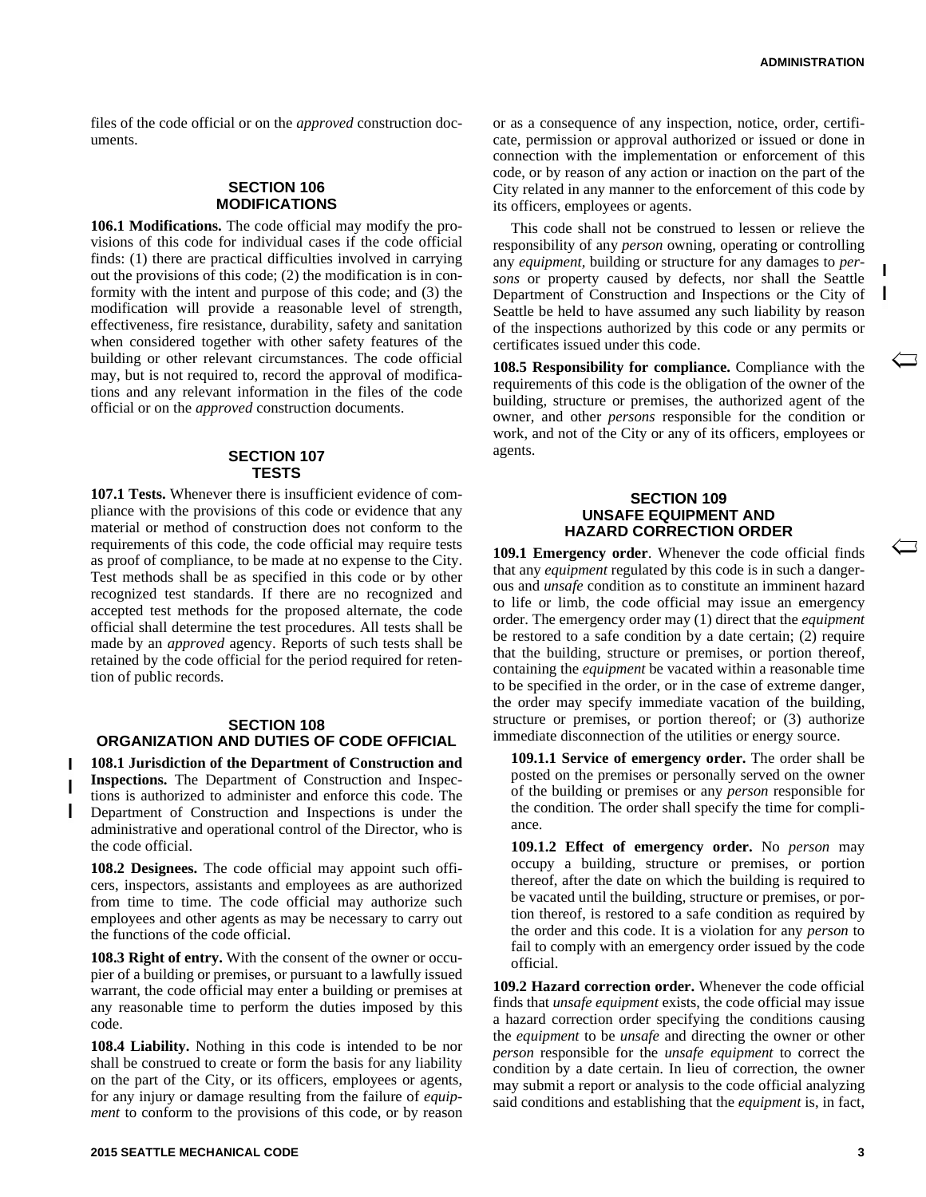files of the code official or on the *approved* construction documents.

## SECTION 106 MODIFICATIONS

**106.1 Modifications.** The code official may modify the provisions of this code for individual cases if the code official finds: (1) there are practical difficulties involved in carrying out the provisions of this code; (2) the modification is in conformity with the intent and purpose of this code; and (3) the modification will provide a reasonable level of strength, effectiveness, fire resistance, durability, safety and sanitation when considered together with other safety features of the building or other relevant circumstances. The code official may, but is not required to, record the approval of modifications and any relevant information in the files of the code official or on the *approved* construction documents.

## SECTION 107 TESTS

**107.1 Tests.** Whenever there is insufficient evidence of compliance with the provisions of this code or evidence that any material or method of construction does not conform to the requirements of this code, the code official may require tests as proof of compliance, to be made at no expense to the City. Test methods shall be as specified in this code or by other recognized test standards. If there are no recognized and accepted test methods for the proposed alternate, the code official shall determine the test procedures. All tests shall be made by an *approved* agency. Reports of such tests shall be retained by the code official for the period required for retention of public records.

## SECTION 108 ORGANIZATION AND DUTIES OF CODE OFFICIAL

**108.1 Jurisdiction of the Department of Construction and Inspections.** The Department of Construction and Inspections is authorized to administer and enforce this code. The Department of Construction and Inspections is under the administrative and operational control of the Director, who is the code official.

**108.2 Designees.** The code official may appoint such officers, inspectors, assistants and employees as are authorized from time to time. The code official may authorize such employees and other agents as may be necessary to carry out the functions of the code official.

**108.3 Right of entry.** With the consent of the owner or occupier of a building or premises, or pursuant to a lawfully issued warrant, the code official may enter a building or premises at any reasonable time to perform the duties imposed by this code.

**108.4 Liability.** Nothing in this code is intended to be nor shall be construed to create or form the basis for any liability on the part of the City, or its officers, employees or agents, for any injury or damage resulting from the failure of *equipment* to conform to the provisions of this code, or by reason or as a consequence of any inspection, notice, order, certificate, permission or approval authorized or issued or done in connection with the implementation or enforcement of this code, or by reason of any action or inaction on the part of the City related in any manner to the enforcement of this code by its officers, employees or agents.

This code shall not be construed to lessen or relieve the responsibility of any *person* owning, operating or controlling any *equipment*, building or structure for any damages to *persons* or property caused by defects, nor shall the Seattle Department of Construction and Inspections or the City of Seattle be held to have assumed any such liability by reason of the inspections authorized by this code or any permits or certificates issued under this code.

**108.5 Responsibility for compliance.** Compliance with the requirements of this code is the obligation of the owner of the building, structure or premises, the authorized agent of the owner, and other *persons* responsible for the condition or work, and not of the City or any of its officers, employees or agents.

## SECTION 109 UNSAFE EQUIPMENT AND HAZARD CORRECTION ORDER

**109.1 Emergency order**. Whenever the code official finds that any *equipment* regulated by this code is in such a dangerous and *unsafe* condition as to constitute an imminent hazard to life or limb, the code official may issue an emergency order. The emergency order may (1) direct that the *equipment* be restored to a safe condition by a date certain; (2) require that the building, structure or premises, or portion thereof, containing the *equipment* be vacated within a reasonable time to be specified in the order, or in the case of extreme danger, the order may specify immediate vacation of the building, structure or premises, or portion thereof; or (3) authorize immediate disconnection of the utilities or energy source.

**109.1.1 Service of emergency order.** The order shall be posted on the premises or personally served on the owner of the building or premises or any *person* responsible for the condition. The order shall specify the time for compliance.

**109.1.2 Effect of emergency order.** No *person* may occupy a building, structure or premises, or portion thereof, after the date on which the building is required to be vacated until the building, structure or premises, or portion thereof, is restored to a safe condition as required by the order and this code. It is a violation for any *person* to fail to comply with an emergency order issued by the code official.

**109.2 Hazard correction order.** Whenever the code official finds that *unsafe equipment* exists, the code official may issue a hazard correction order specifying the conditions causing the *equipment* to be *unsafe* and directing the owner or other *person* responsible for the *unsafe equipment* to correct the condition by a date certain. In lieu of correction, the owner may submit a report or analysis to the code official analyzing said conditions and establishing that the *equipment* is, in fact,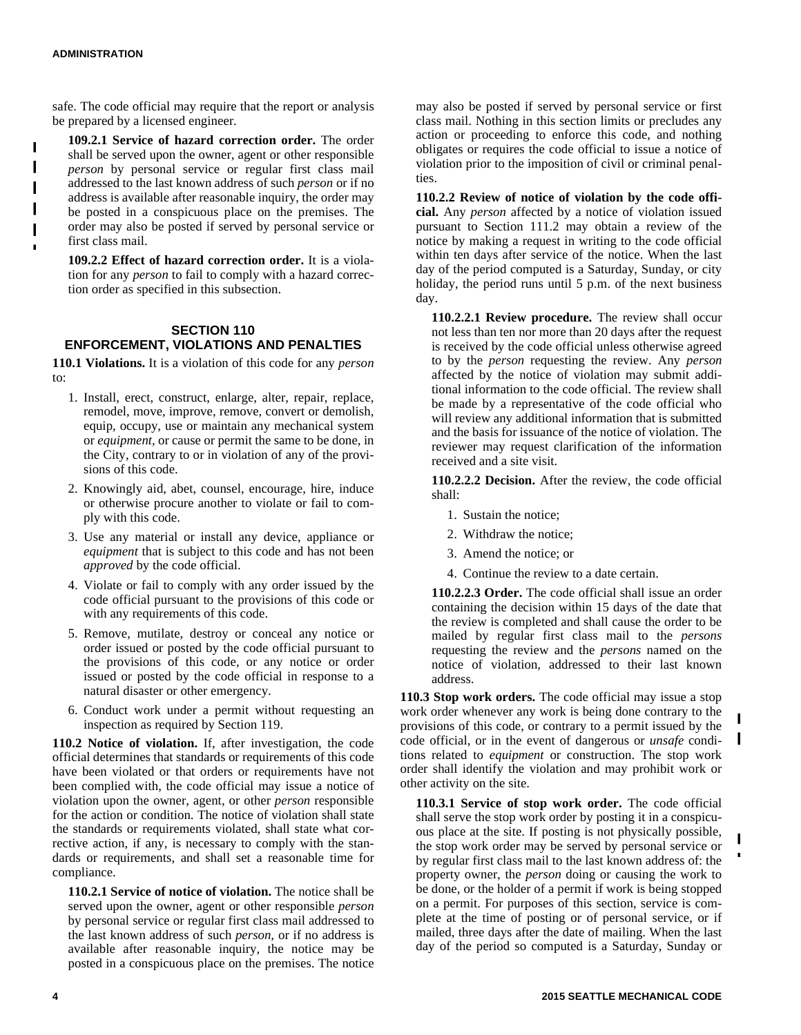safe. The code official may require that the report or analysis be prepared by a licensed engineer.

**109.2.1 Service of hazard correction order.** The order shall be served upon the owner, agent or other responsible *person* by personal service or regular first class mail addressed to the last known address of such *person* or if no address is available after reasonable inquiry, the order may be posted in a conspicuous place on the premises. The order may also be posted if served by personal service or first class mail.

**109.2.2 Effect of hazard correction order.** It is a violation for any *person* to fail to comply with a hazard correction order as specified in this subsection.

## SECTION 110 ENFORCEMENT, VIOLATIONS AND PENALTIES

**110.1 Violations.** It is a violation of this code for any *person* to:

1. Install, erect, construct, enlarge, alter, repair, replace, remodel, move, improve, remove, convert or demolish, equip, occupy, use or maintain any mechanical system or *equipment*, or cause or permit the same to be done, in the City, contrary to or in violation of any of the provisions of this code.
2. Knowingly aid, abet, counsel, encourage, hire, induce or otherwise procure another to violate or fail to comply with this code.
3. Use any material or install any device, appliance or *equipment* that is subject to this code and has not been *approved* by the code official.
4. Violate or fail to comply with any order issued by the code official pursuant to the provisions of this code or with any requirements of this code.
5. Remove, mutilate, destroy or conceal any notice or order issued or posted by the code official pursuant to the provisions of this code, or any notice or order issued or posted by the code official in response to a natural disaster or other emergency.
6. Conduct work under a permit without requesting an inspection as required by Section 119.

**110.2 Notice of violation.** If, after investigation, the code official determines that standards or requirements of this code have been violated or that orders or requirements have not been complied with, the code official may issue a notice of violation upon the owner, agent, or other *person* responsible for the action or condition. The notice of violation shall state the standards or requirements violated, shall state what corrective action, if any, is necessary to comply with the standards or requirements, and shall set a reasonable time for compliance.

**110.2.1 Service of notice of violation.** The notice shall be served upon the owner, agent or other responsible *person* by personal service or regular first class mail addressed to the last known address of such *person*, or if no address is available after reasonable inquiry, the notice may be posted in a conspicuous place on the premises. The notice may also be posted if served by personal service or first class mail. Nothing in this section limits or precludes any action or proceeding to enforce this code, and nothing obligates or requires the code official to issue a notice of violation prior to the imposition of civil or criminal penalties.

**110.2.2 Review of notice of violation by the code official.** Any *person* affected by a notice of violation issued pursuant to Section 111.2 may obtain a review of the notice by making a request in writing to the code official within ten days after service of the notice. When the last day of the period computed is a Saturday, Sunday, or city holiday, the period runs until 5 p.m. of the next business day.

**110.2.2.1 Review procedure.** The review shall occur not less than ten nor more than 20 days after the request is received by the code official unless otherwise agreed to by the *person* requesting the review. Any *person* affected by the notice of violation may submit additional information to the code official. The review shall be made by a representative of the code official who will review any additional information that is submitted and the basis for issuance of the notice of violation. The reviewer may request clarification of the information received and a site visit.

**110.2.2.2 Decision.** After the review, the code official shall:

1. Sustain the notice;
2. Withdraw the notice;
3. Amend the notice; or
4. Continue the review to a date certain.

**110.2.2.3 Order.** The code official shall issue an order containing the decision within 15 days of the date that the review is completed and shall cause the order to be mailed by regular first class mail to the *persons* requesting the review and the *persons* named on the notice of violation, addressed to their last known address.

**110.3 Stop work orders.** The code official may issue a stop work order whenever any work is being done contrary to the provisions of this code, or contrary to a permit issued by the code official, or in the event of dangerous or *unsafe* conditions related to *equipment* or construction. The stop work order shall identify the violation and may prohibit work or other activity on the site.

**110.3.1 Service of stop work order.** The code official shall serve the stop work order by posting it in a conspicuous place at the site. If posting is not physically possible, the stop work order may be served by personal service or by regular first class mail to the last known address of: the property owner, the *person* doing or causing the work to be done, or the holder of a permit if work is being stopped on a permit. For purposes of this section, service is complete at the time of posting or of personal service, or if mailed, three days after the date of mailing. When the last day of the period so computed is a Saturday, Sunday or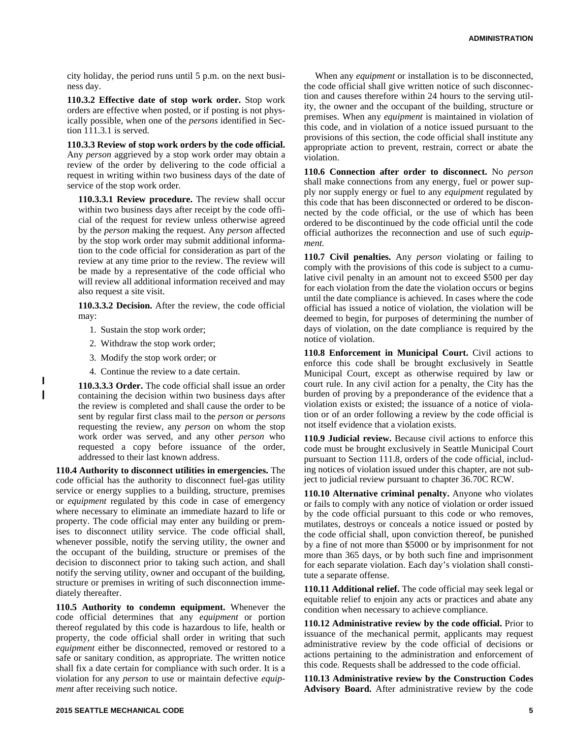city holiday, the period runs until 5 p.m. on the next business day.

**110.3.2 Effective date of stop work order.** Stop work orders are effective when posted, or if posting is not physically possible, when one of the *persons* identified in Section 111.3.1 is served.

**110.3.3 Review of stop work orders by the code official.** Any *person* aggrieved by a stop work order may obtain a review of the order by delivering to the code official a request in writing within two business days of the date of service of the stop work order.

**110.3.3.1 Review procedure.** The review shall occur within two business days after receipt by the code official of the request for review unless otherwise agreed by the *person* making the request. Any *person* affected by the stop work order may submit additional information to the code official for consideration as part of the review at any time prior to the review. The review will be made by a representative of the code official who will review all additional information received and may also request a site visit.

**110.3.3.2 Decision.** After the review, the code official may:

1. Sustain the stop work order;
2. Withdraw the stop work order;
3. Modify the stop work order; or
4. Continue the review to a date certain.

**110.3.3.3 Order.** The code official shall issue an order containing the decision within two business days after the review is completed and shall cause the order to be sent by regular first class mail to the *person* or *persons* requesting the review, any *person* on whom the stop work order was served, and any other *person* who requested a copy before issuance of the order, addressed to their last known address.

**110.4 Authority to disconnect utilities in emergencies.** The code official has the authority to disconnect fuel-gas utility service or energy supplies to a building, structure, premises or *equipment* regulated by this code in case of emergency where necessary to eliminate an immediate hazard to life or property. The code official may enter any building or premises to disconnect utility service. The code official shall, whenever possible, notify the serving utility, the owner and the occupant of the building, structure or premises of the decision to disconnect prior to taking such action, and shall notify the serving utility, owner and occupant of the building, structure or premises in writing of such disconnection immediately thereafter.

**110.5 Authority to condemn equipment.** Whenever the code official determines that any *equipment* or portion thereof regulated by this code is hazardous to life, health or property, the code official shall order in writing that such *equipment* either be disconnected, removed or restored to a safe or sanitary condition, as appropriate. The written notice shall fix a date certain for compliance with such order. It is a violation for any *person* to use or maintain defective *equipment* after receiving such notice.

When any *equipment* or installation is to be disconnected, the code official shall give written notice of such disconnection and causes therefore within 24 hours to the serving utility, the owner and the occupant of the building, structure or premises. When any *equipment* is maintained in violation of this code, and in violation of a notice issued pursuant to the provisions of this section, the code official shall institute any appropriate action to prevent, restrain, correct or abate the violation.

**110.6 Connection after order to disconnect.** No *person* shall make connections from any energy, fuel or power supply nor supply energy or fuel to any *equipment* regulated by this code that has been disconnected or ordered to be disconnected by the code official, or the use of which has been ordered to be discontinued by the code official until the code official authorizes the reconnection and use of such *equipment.*

**110.7 Civil penalties.** Any *person* violating or failing to comply with the provisions of this code is subject to a cumulative civil penalty in an amount not to exceed $500 per day for each violation from the date the violation occurs or begins until the date compliance is achieved. In cases where the code official has issued a notice of violation, the violation will be deemed to begin, for purposes of determining the number of days of violation, on the date compliance is required by the notice of violation.

**110.8 Enforcement in Municipal Court.** Civil actions to enforce this code shall be brought exclusively in Seattle Municipal Court, except as otherwise required by law or court rule. In any civil action for a penalty, the City has the burden of proving by a preponderance of the evidence that a violation exists or existed; the issuance of a notice of violation or of an order following a review by the code official is not itself evidence that a violation exists.

**110.9 Judicial review.** Because civil actions to enforce this code must be brought exclusively in Seattle Municipal Court pursuant to Section 111.8, orders of the code official, including notices of violation issued under this chapter, are not subject to judicial review pursuant to chapter 36.70C RCW.

**110.10 Alternative criminal penalty.** Anyone who violates or fails to comply with any notice of violation or order issued by the code official pursuant to this code or who removes, mutilates, destroys or conceals a notice issued or posted by the code official shall, upon conviction thereof, be punished by a fine of not more than $5000 or by imprisonment for not more than 365 days, or by both such fine and imprisonment for each separate violation. Each day's violation shall constitute a separate offense.

**110.11 Additional relief.** The code official may seek legal or equitable relief to enjoin any acts or practices and abate any condition when necessary to achieve compliance.

**110.12 Administrative review by the code official.** Prior to issuance of the mechanical permit, applicants may request administrative review by the code official of decisions or actions pertaining to the administration and enforcement of this code. Requests shall be addressed to the code official.

**110.13 Administrative review by the Construction Codes Advisory Board.** After administrative review by the code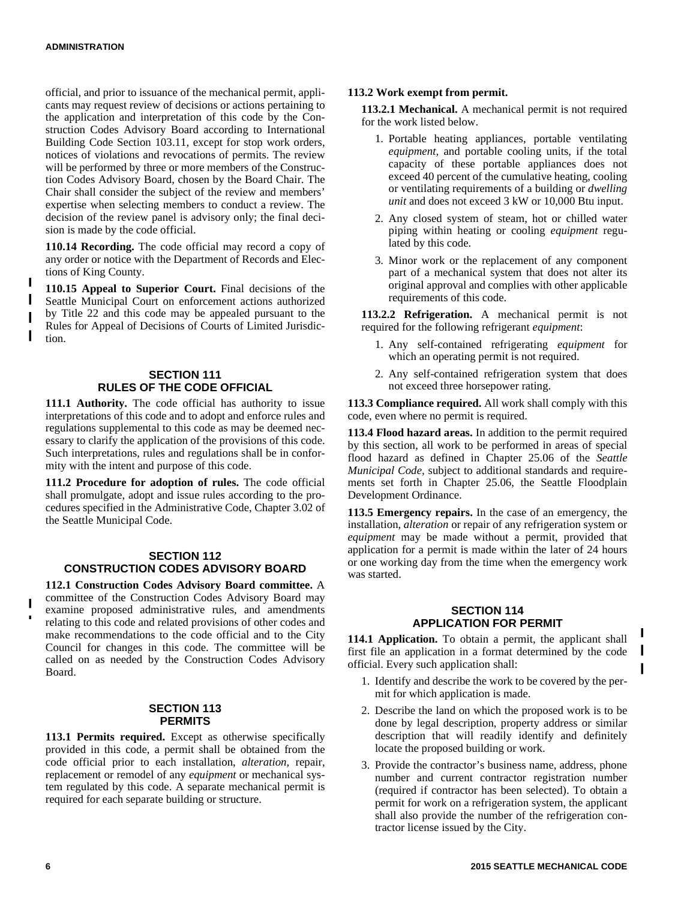official, and prior to issuance of the mechanical permit, applicants may request review of decisions or actions pertaining to the application and interpretation of this code by the Construction Codes Advisory Board according to International Building Code Section 103.11, except for stop work orders, notices of violations and revocations of permits. The review will be performed by three or more members of the Construction Codes Advisory Board, chosen by the Board Chair. The Chair shall consider the subject of the review and members' expertise when selecting members to conduct a review. The decision of the review panel is advisory only; the final decision is made by the code official.

**110.14 Recording.** The code official may record a copy of any order or notice with the Department of Records and Elections of King County.

**110.15 Appeal to Superior Court.** Final decisions of the Seattle Municipal Court on enforcement actions authorized by Title 22 and this code may be appealed pursuant to the Rules for Appeal of Decisions of Courts of Limited Jurisdiction.

## SECTION 111 RULES OF THE CODE OFFICIAL

**111.1 Authority.** The code official has authority to issue interpretations of this code and to adopt and enforce rules and regulations supplemental to this code as may be deemed necessary to clarify the application of the provisions of this code. Such interpretations, rules and regulations shall be in conformity with the intent and purpose of this code.

**111.2 Procedure for adoption of rules.** The code official shall promulgate, adopt and issue rules according to the procedures specified in the Administrative Code, Chapter 3.02 of the Seattle Municipal Code.

## SECTION 112 CONSTRUCTION CODES ADVISORY BOARD

**112.1 Construction Codes Advisory Board committee.** A committee of the Construction Codes Advisory Board may examine proposed administrative rules, and amendments relating to this code and related provisions of other codes and make recommendations to the code official and to the City Council for changes in this code. The committee will be called on as needed by the Construction Codes Advisory Board.

## SECTION 113 PERMITS

**113.1 Permits required.** Except as otherwise specifically provided in this code, a permit shall be obtained from the code official prior to each installation, *alteration*, repair, replacement or remodel of any *equipment* or mechanical system regulated by this code. A separate mechanical permit is required for each separate building or structure.

**113.2 Work exempt from permit.**

**113.2.1 Mechanical.** A mechanical permit is not required for the work listed below.

1. Portable heating appliances, portable ventilating *equipment*, and portable cooling units, if the total capacity of these portable appliances does not exceed 40 percent of the cumulative heating, cooling or ventilating requirements of a building or *dwelling unit* and does not exceed 3 kW or 10,000 Btu input.
2. Any closed system of steam, hot or chilled water piping within heating or cooling *equipment* regulated by this code.
3. Minor work or the replacement of any component part of a mechanical system that does not alter its original approval and complies with other applicable requirements of this code.

**113.2.2 Refrigeration.** A mechanical permit is not required for the following refrigerant *equipment*:

1. Any self-contained refrigerating *equipment* for which an operating permit is not required.
2. Any self-contained refrigeration system that does not exceed three horsepower rating.

**113.3 Compliance required.** All work shall comply with this code, even where no permit is required.

**113.4 Flood hazard areas.** In addition to the permit required by this section, all work to be performed in areas of special flood hazard as defined in Chapter 25.06 of the *Seattle Municipal Code*, subject to additional standards and requirements set forth in Chapter 25.06, the Seattle Floodplain Development Ordinance.

**113.5 Emergency repairs.** In the case of an emergency, the installation, *alteration* or repair of any refrigeration system or *equipment* may be made without a permit, provided that application for a permit is made within the later of 24 hours or one working day from the time when the emergency work was started.

## SECTION 114 APPLICATION FOR PERMIT

**114.1 Application.** To obtain a permit, the applicant shall first file an application in a format determined by the code official. Every such application shall:

1. Identify and describe the work to be covered by the permit for which application is made.
2. Describe the land on which the proposed work is to be done by legal description, property address or similar description that will readily identify and definitely locate the proposed building or work.
3. Provide the contractor's business name, address, phone number and current contractor registration number (required if contractor has been selected). To obtain a permit for work on a refrigeration system, the applicant shall also provide the number of the refrigeration contractor license issued by the City.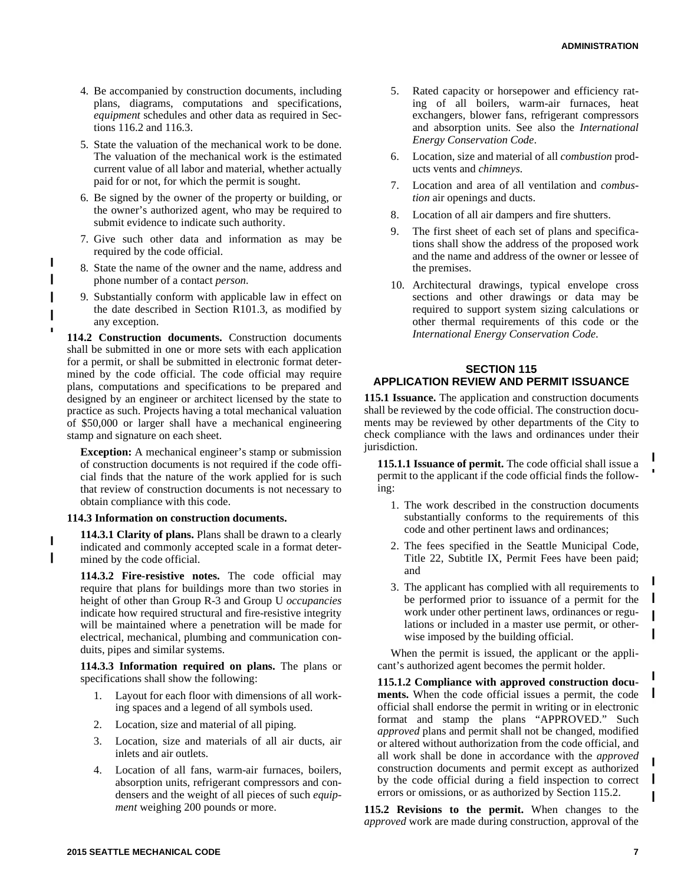4. Be accompanied by construction documents, including plans, diagrams, computations and specifications, *equipment* schedules and other data as required in Sections 116.2 and 116.3.

5. State the valuation of the mechanical work to be done. The valuation of the mechanical work is the estimated current value of all labor and material, whether actually paid for or not, for which the permit is sought.

6. Be signed by the owner of the property or building, or the owner's authorized agent, who may be required to submit evidence to indicate such authority.

7. Give such other data and information as may be required by the code official.

8. State the name of the owner and the name, address and phone number of a contact *person.*

9. Substantially conform with applicable law in effect on the date described in Section R101.3, as modified by any exception.

**114.2 Construction documents.** Construction documents shall be submitted in one or more sets with each application for a permit, or shall be submitted in electronic format determined by the code official. The code official may require plans, computations and specifications to be prepared and designed by an engineer or architect licensed by the state to practice as such. Projects having a total mechanical valuation of $50,000 or larger shall have a mechanical engineering stamp and signature on each sheet.

**Exception:** A mechanical engineer's stamp or submission of construction documents is not required if the code official finds that the nature of the work applied for is such that review of construction documents is not necessary to obtain compliance with this code.

**114.3 Information on construction documents.**

**114.3.1 Clarity of plans.** Plans shall be drawn to a clearly indicated and commonly accepted scale in a format determined by the code official.

**114.3.2 Fire-resistive notes.** The code official may require that plans for buildings more than two stories in height of other than Group R-3 and Group U *occupancies* indicate how required structural and fire-resistive integrity will be maintained where a penetration will be made for electrical, mechanical, plumbing and communication conduits, pipes and similar systems.

**114.3.3 Information required on plans.** The plans or specifications shall show the following:

1. Layout for each floor with dimensions of all working spaces and a legend of all symbols used.
2. Location, size and material of all piping.
3. Location, size and materials of all air ducts, air inlets and air outlets.
4. Location of all fans, warm-air furnaces, boilers, absorption units, refrigerant compressors and condensers and the weight of all pieces of such *equipment* weighing 200 pounds or more.
5. Rated capacity or horsepower and efficiency rating of all boilers, warm-air furnaces, heat exchangers, blower fans, refrigerant compressors and absorption units. See also the *International Energy Conservation Code*.
6. Location, size and material of all *combustion* products vents and *chimneys.*
7. Location and area of all ventilation and *combustion* air openings and ducts.
8. Location of all air dampers and fire shutters.
9. The first sheet of each set of plans and specifications shall show the address of the proposed work and the name and address of the owner or lessee of the premises.
10. Architectural drawings, typical envelope cross sections and other drawings or data may be required to support system sizing calculations or other thermal requirements of this code or the *International Energy Conservation Code.*

## SECTION 115 APPLICATION REVIEW AND PERMIT ISSUANCE

**115.1 Issuance.** The application and construction documents shall be reviewed by the code official. The construction documents may be reviewed by other departments of the City to check compliance with the laws and ordinances under their jurisdiction.

**115.1.1 Issuance of permit.** The code official shall issue a permit to the applicant if the code official finds the following:

1. The work described in the construction documents substantially conforms to the requirements of this code and other pertinent laws and ordinances;
2. The fees specified in the Seattle Municipal Code, Title 22, Subtitle IX, Permit Fees have been paid; and
3. The applicant has complied with all requirements to be performed prior to issuance of a permit for the work under other pertinent laws, ordinances or regulations or included in a master use permit, or otherwise imposed by the building official.

When the permit is issued, the applicant or the applicant's authorized agent becomes the permit holder.

**115.1.2 Compliance with approved construction documents.** When the code official issues a permit, the code official shall endorse the permit in writing or in electronic format and stamp the plans "APPROVED." Such *approved* plans and permit shall not be changed, modified or altered without authorization from the code official, and all work shall be done in accordance with the *approved* construction documents and permit except as authorized by the code official during a field inspection to correct errors or omissions, or as authorized by Section 115.2.

**115.2 Revisions to the permit.** When changes to the *approved* work are made during construction, approval of the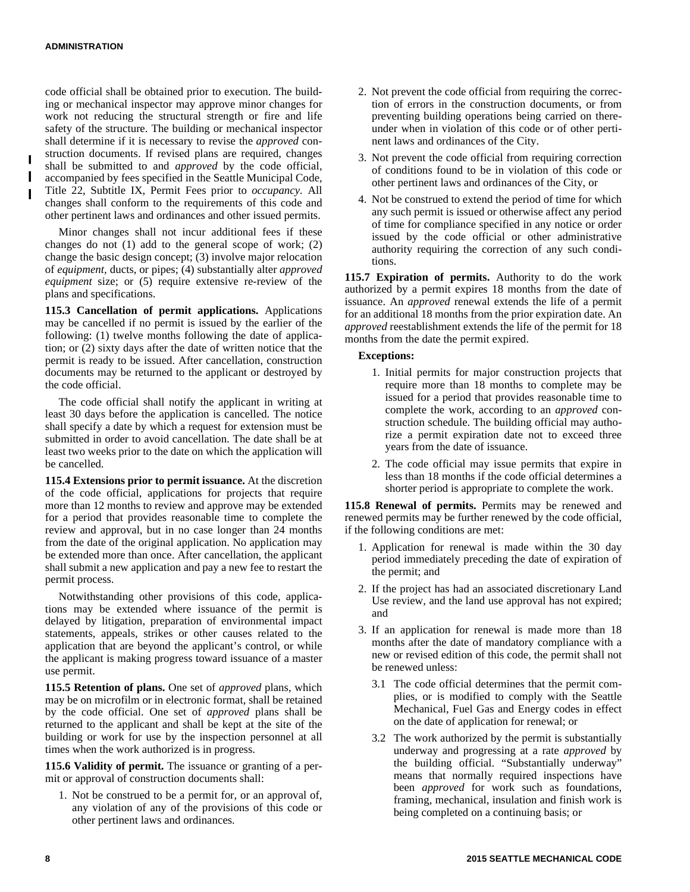code official shall be obtained prior to execution. The building or mechanical inspector may approve minor changes for work not reducing the structural strength or fire and life safety of the structure. The building or mechanical inspector shall determine if it is necessary to revise the *approved* construction documents. If revised plans are required, changes shall be submitted to and *approved* by the code official, accompanied by fees specified in the Seattle Municipal Code, Title 22, Subtitle IX, Permit Fees prior to *occupancy*. All changes shall conform to the requirements of this code and other pertinent laws and ordinances and other issued permits.

Minor changes shall not incur additional fees if these changes do not (1) add to the general scope of work; (2) change the basic design concept; (3) involve major relocation of *equipment*, ducts, or pipes; (4) substantially alter *approved equipment* size; or (5) require extensive re-review of the plans and specifications.

**115.3 Cancellation of permit applications.** Applications may be cancelled if no permit is issued by the earlier of the following: (1) twelve months following the date of application; or (2) sixty days after the date of written notice that the permit is ready to be issued. After cancellation, construction documents may be returned to the applicant or destroyed by the code official.

The code official shall notify the applicant in writing at least 30 days before the application is cancelled. The notice shall specify a date by which a request for extension must be submitted in order to avoid cancellation. The date shall be at least two weeks prior to the date on which the application will be cancelled.

**115.4 Extensions prior to permit issuance.** At the discretion of the code official, applications for projects that require more than 12 months to review and approve may be extended for a period that provides reasonable time to complete the review and approval, but in no case longer than 24 months from the date of the original application. No application may be extended more than once. After cancellation, the applicant shall submit a new application and pay a new fee to restart the permit process.

Notwithstanding other provisions of this code, applications may be extended where issuance of the permit is delayed by litigation, preparation of environmental impact statements, appeals, strikes or other causes related to the application that are beyond the applicant's control, or while the applicant is making progress toward issuance of a master use permit.

**115.5 Retention of plans.** One set of *approved* plans, which may be on microfilm or in electronic format, shall be retained by the code official. One set of *approved* plans shall be returned to the applicant and shall be kept at the site of the building or work for use by the inspection personnel at all times when the work authorized is in progress.

**115.6 Validity of permit.** The issuance or granting of a permit or approval of construction documents shall:

1. Not be construed to be a permit for, or an approval of, any violation of any of the provisions of this code or other pertinent laws and ordinances.
2. Not prevent the code official from requiring the correction of errors in the construction documents, or from preventing building operations being carried on thereunder when in violation of this code or of other pertinent laws and ordinances of the City.
3. Not prevent the code official from requiring correction of conditions found to be in violation of this code or other pertinent laws and ordinances of the City, or
4. Not be construed to extend the period of time for which any such permit is issued or otherwise affect any period of time for compliance specified in any notice or order issued by the code official or other administrative authority requiring the correction of any such conditions.

**115.7 Expiration of permits.** Authority to do the work authorized by a permit expires 18 months from the date of issuance. An *approved* renewal extends the life of a permit for an additional 18 months from the prior expiration date. An *approved* reestablishment extends the life of the permit for 18 months from the date the permit expired.

**Exceptions:**

1. Initial permits for major construction projects that require more than 18 months to complete may be issued for a period that provides reasonable time to complete the work, according to an *approved* construction schedule. The building official may authorize a permit expiration date not to exceed three years from the date of issuance.
2. The code official may issue permits that expire in less than 18 months if the code official determines a shorter period is appropriate to complete the work.

**115.8 Renewal of permits.** Permits may be renewed and renewed permits may be further renewed by the code official, if the following conditions are met:

1. Application for renewal is made within the 30 day period immediately preceding the date of expiration of the permit; and
2. If the project has had an associated discretionary Land Use review, and the land use approval has not expired; and
3. If an application for renewal is made more than 18 months after the date of mandatory compliance with a new or revised edition of this code, the permit shall not be renewed unless:
   - 3.1 The code official determines that the permit complies, or is modified to comply with the Seattle Mechanical, Fuel Gas and Energy codes in effect on the date of application for renewal; or
   - 3.2 The work authorized by the permit is substantially underway and progressing at a rate *approved* by the building official. "Substantially underway" means that normally required inspections have been *approved* for work such as foundations, framing, mechanical, insulation and finish work is being completed on a continuing basis; or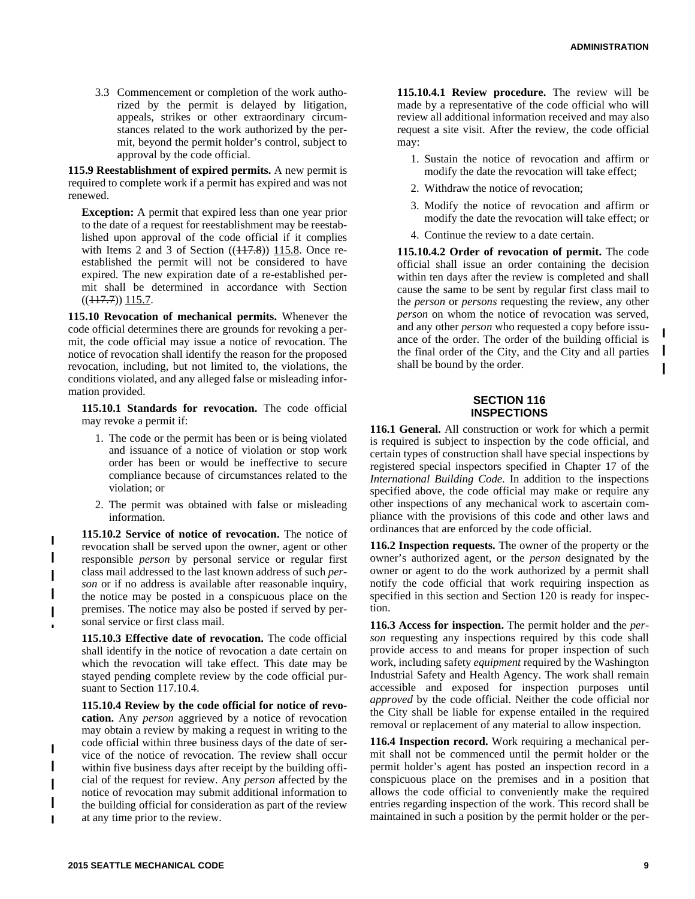3.3 Commencement or completion of the work authorized by the permit is delayed by litigation, appeals, strikes or other extraordinary circumstances related to the work authorized by the permit, beyond the permit holder's control, subject to approval by the code official.

**115.9 Reestablishment of expired permits.** A new permit is required to complete work if a permit has expired and was not renewed.

**Exception:** A permit that expired less than one year prior to the date of a request for reestablishment may be reestablished upon approval of the code official if it complies with Items 2 and 3 of Section ((~~117.8~~)) 115.8. Once re-established the permit will not be considered to have expired. The new expiration date of a re-established permit shall be determined in accordance with Section ((~~117.7~~)) 115.7.

**115.10 Revocation of mechanical permits.** Whenever the code official determines there are grounds for revoking a permit, the code official may issue a notice of revocation. The notice of revocation shall identify the reason for the proposed revocation, including, but not limited to, the violations, the conditions violated, and any alleged false or misleading information provided.

**115.10.1 Standards for revocation.** The code official may revoke a permit if:

1. The code or the permit has been or is being violated and issuance of a notice of violation or stop work order has been or would be ineffective to secure compliance because of circumstances related to the violation; or
2. The permit was obtained with false or misleading information.

**115.10.2 Service of notice of revocation.** The notice of revocation shall be served upon the owner, agent or other responsible *person* by personal service or regular first class mail addressed to the last known address of such *person* or if no address is available after reasonable inquiry, the notice may be posted in a conspicuous place on the premises. The notice may also be posted if served by personal service or first class mail.

**115.10.3 Effective date of revocation.** The code official shall identify in the notice of revocation a date certain on which the revocation will take effect. This date may be stayed pending complete review by the code official pursuant to Section 117.10.4.

**115.10.4 Review by the code official for notice of revocation.** Any *person* aggrieved by a notice of revocation may obtain a review by making a request in writing to the code official within three business days of the date of service of the notice of revocation. The review shall occur within five business days after receipt by the building official of the request for review. Any *person* affected by the notice of revocation may submit additional information to the building official for consideration as part of the review at any time prior to the review.

**115.10.4.1 Review procedure.** The review will be made by a representative of the code official who will review all additional information received and may also request a site visit. After the review, the code official may:

1. Sustain the notice of revocation and affirm or modify the date the revocation will take effect;
2. Withdraw the notice of revocation;
3. Modify the notice of revocation and affirm or modify the date the revocation will take effect; or
4. Continue the review to a date certain.

**115.10.4.2 Order of revocation of permit.** The code official shall issue an order containing the decision within ten days after the review is completed and shall cause the same to be sent by regular first class mail to the *person* or *persons* requesting the review, any other *person* on whom the notice of revocation was served, and any other *person* who requested a copy before issuance of the order. The order of the building official is the final order of the City, and the City and all parties shall be bound by the order.

## SECTION 116 INSPECTIONS

**116.1 General.** All construction or work for which a permit is required is subject to inspection by the code official, and certain types of construction shall have special inspections by registered special inspectors specified in Chapter 17 of the *International Building Code*. In addition to the inspections specified above, the code official may make or require any other inspections of any mechanical work to ascertain compliance with the provisions of this code and other laws and ordinances that are enforced by the code official.

**116.2 Inspection requests.** The owner of the property or the owner's authorized agent, or the *person* designated by the owner or agent to do the work authorized by a permit shall notify the code official that work requiring inspection as specified in this section and Section 120 is ready for inspection.

**116.3 Access for inspection.** The permit holder and the *person* requesting any inspections required by this code shall provide access to and means for proper inspection of such work, including safety *equipment* required by the Washington Industrial Safety and Health Agency. The work shall remain accessible and exposed for inspection purposes until *approved* by the code official. Neither the code official nor the City shall be liable for expense entailed in the required removal or replacement of any material to allow inspection.

**116.4 Inspection record.** Work requiring a mechanical permit shall not be commenced until the permit holder or the permit holder's agent has posted an inspection record in a conspicuous place on the premises and in a position that allows the code official to conveniently make the required entries regarding inspection of the work. This record shall be maintained in such a position by the permit holder or the per-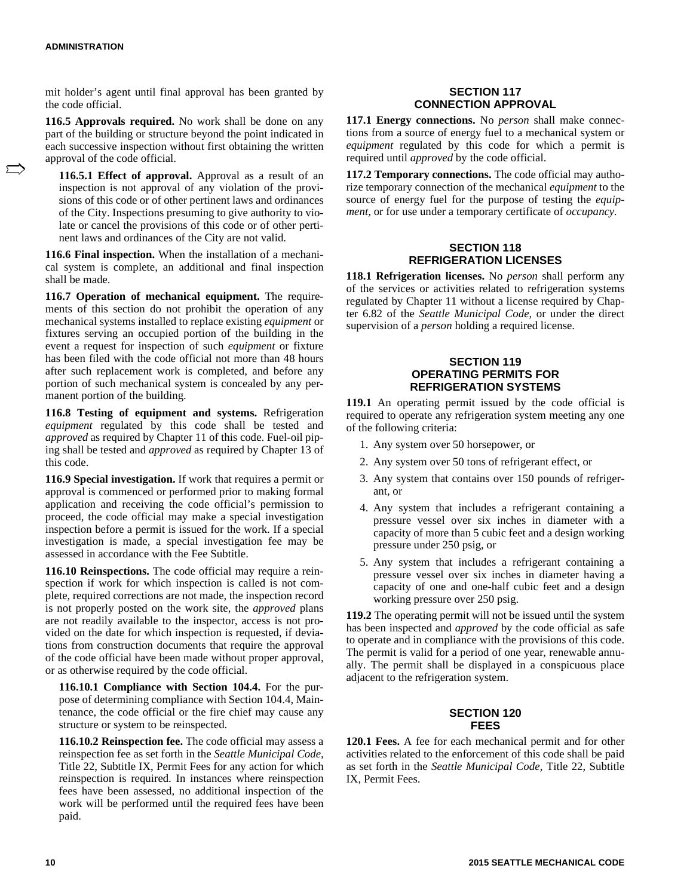mit holder's agent until final approval has been granted by the code official.

**116.5 Approvals required.** No work shall be done on any part of the building or structure beyond the point indicated in each successive inspection without first obtaining the written approval of the code official.

**116.5.1 Effect of approval.** Approval as a result of an inspection is not approval of any violation of the provisions of this code or of other pertinent laws and ordinances of the City. Inspections presuming to give authority to violate or cancel the provisions of this code or of other pertinent laws and ordinances of the City are not valid.

**116.6 Final inspection.** When the installation of a mechanical system is complete, an additional and final inspection shall be made.

**116.7 Operation of mechanical equipment.** The requirements of this section do not prohibit the operation of any mechanical systems installed to replace existing *equipment* or fixtures serving an occupied portion of the building in the event a request for inspection of such *equipment* or fixture has been filed with the code official not more than 48 hours after such replacement work is completed, and before any portion of such mechanical system is concealed by any permanent portion of the building.

**116.8 Testing of equipment and systems.** Refrigeration *equipment* regulated by this code shall be tested and *approved* as required by Chapter 11 of this code. Fuel-oil piping shall be tested and *approved* as required by Chapter 13 of this code.

**116.9 Special investigation.** If work that requires a permit or approval is commenced or performed prior to making formal application and receiving the code official's permission to proceed, the code official may make a special investigation inspection before a permit is issued for the work. If a special investigation is made, a special investigation fee may be assessed in accordance with the Fee Subtitle.

**116.10 Reinspections.** The code official may require a reinspection if work for which inspection is called is not complete, required corrections are not made, the inspection record is not properly posted on the work site, the *approved* plans are not readily available to the inspector, access is not provided on the date for which inspection is requested, if deviations from construction documents that require the approval of the code official have been made without proper approval, or as otherwise required by the code official.

**116.10.1 Compliance with Section 104.4.** For the purpose of determining compliance with Section 104.4, Maintenance, the code official or the fire chief may cause any structure or system to be reinspected.

**116.10.2 Reinspection fee.** The code official may assess a reinspection fee as set forth in the *Seattle Municipal Code,* Title 22, Subtitle IX, Permit Fees for any action for which reinspection is required. In instances where reinspection fees have been assessed, no additional inspection of the work will be performed until the required fees have been paid.

## SECTION 117 CONNECTION APPROVAL

**117.1 Energy connections.** No *person* shall make connections from a source of energy fuel to a mechanical system or *equipment* regulated by this code for which a permit is required until *approved* by the code official.

**117.2 Temporary connections.** The code official may authorize temporary connection of the mechanical *equipment* to the source of energy fuel for the purpose of testing the *equipment,* or for use under a temporary certificate of *occupancy.*

## SECTION 118 REFRIGERATION LICENSES

**118.1 Refrigeration licenses.** No *person* shall perform any of the services or activities related to refrigeration systems regulated by Chapter 11 without a license required by Chapter 6.82 of the *Seattle Municipal Code,* or under the direct supervision of a *person* holding a required license.

## SECTION 119 OPERATING PERMITS FOR REFRIGERATION SYSTEMS

**119.1** An operating permit issued by the code official is required to operate any refrigeration system meeting any one of the following criteria:

1. Any system over 50 horsepower, or
2. Any system over 50 tons of refrigerant effect, or
3. Any system that contains over 150 pounds of refrigerant, or
4. Any system that includes a refrigerant containing a pressure vessel over six inches in diameter with a capacity of more than 5 cubic feet and a design working pressure under 250 psig, or
5. Any system that includes a refrigerant containing a pressure vessel over six inches in diameter having a capacity of one and one-half cubic feet and a design working pressure over 250 psig.

**119.2** The operating permit will not be issued until the system has been inspected and *approved* by the code official as safe to operate and in compliance with the provisions of this code. The permit is valid for a period of one year, renewable annually. The permit shall be displayed in a conspicuous place adjacent to the refrigeration system.

## SECTION 120 FEES

**120.1 Fees.** A fee for each mechanical permit and for other activities related to the enforcement of this code shall be paid as set forth in the *Seattle Municipal Code,* Title 22, Subtitle IX, Permit Fees.